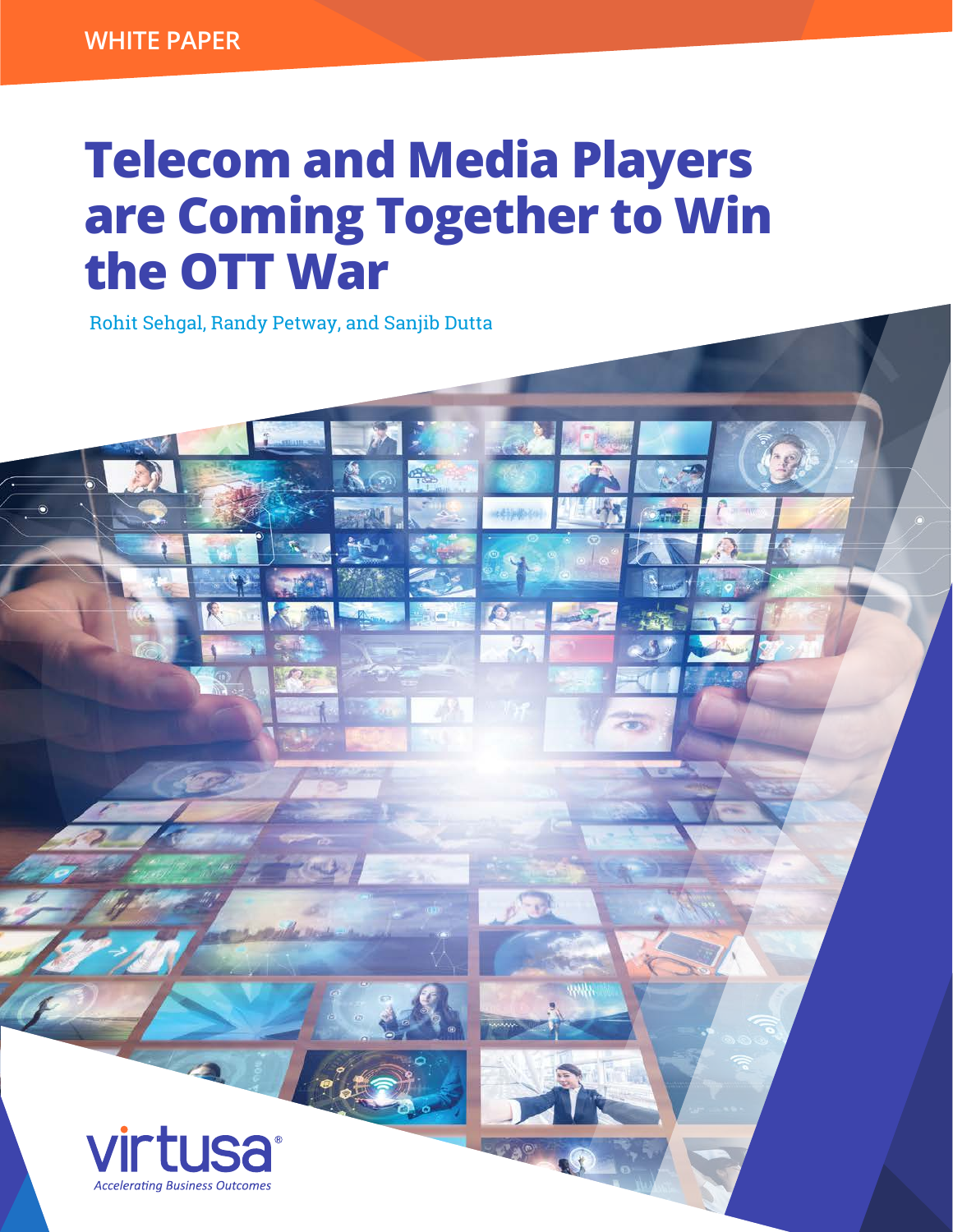WHITE PAPER

# Telecom and Media Players are Coming Together to Win the OTT War

Rohit Sehgal, Randy Petway, and Sanjib Dutta

virtusa®

*Accelerating Business Outcomes*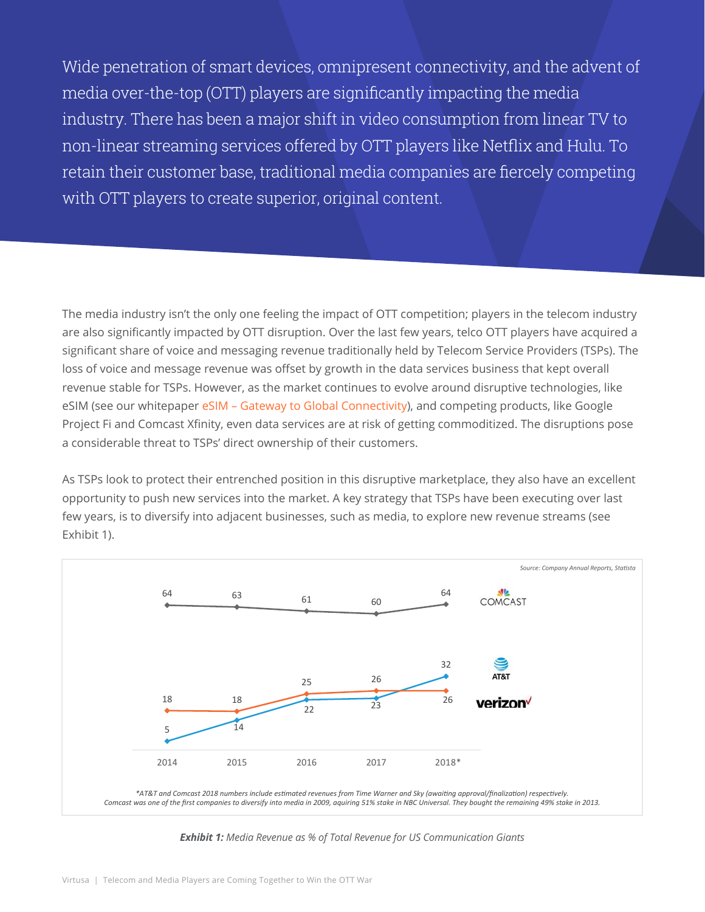Wide penetration of smart devices, omnipresent connectivity, and the advent of media over-the-top (OTT) players are significantly impacting the media industry. There has been a major shift in video consumption from linear TV to non-linear streaming services offered by OTT players like Netflix and Hulu. To retain their customer base, traditional media companies are fiercely competing with OTT players to create superior, original content.

The media industry isn't the only one feeling the impact of OTT competition; players in the telecom industry are also significantly impacted by OTT disruption. Over the last few years, telco OTT players have acquired a significant share of voice and messaging revenue traditionally held by Telecom Service Providers (TSPs). The loss of voice and message revenue was offset by growth in the data services business that kept overall revenue stable for TSPs. However, as the market continues to evolve around disruptive technologies, like eSIM (see our whitepaper eSIM – Gateway to Global Connectivity), and competing products, like Google Project Fi and Comcast Xfinity, even data services are at risk of getting commoditized. The disruptions pose a considerable threat to TSPs' direct ownership of their customers.

As TSPs look to protect their entrenched position in this disruptive marketplace, they also have an excellent opportunity to push new services into the market. A key strategy that TSPs have been executing over last few years, is to diversify into adjacent businesses, such as media, to explore new revenue streams (see Exhibit 1).

*Source: Company Annual Reports, Statista*

| | 2014 | 2015 | 2016 | 2017 | 2018* |
|---|---|---|---|---|---|
| COMCAST | 64 | 63 | 61 | 60 | 64 |
| AT&T | 5 | 14 | 22 | 23 | 32 |
| verizon | 18 | 18 | 25 | 26 | 26 |

*\*AT&T and Comcast 2018 numbers include estimated revenues from Time Warner and Sky (awaiting approval/finalization) respectively.*
*Comcast was one of the first companies to diversify into media in 2009, aquiring 51% stake in NBC Universal. They bought the remaining 49% stake in 2013.*

***Exhibit 1:** Media Revenue as % of Total Revenue for US Communication Giants*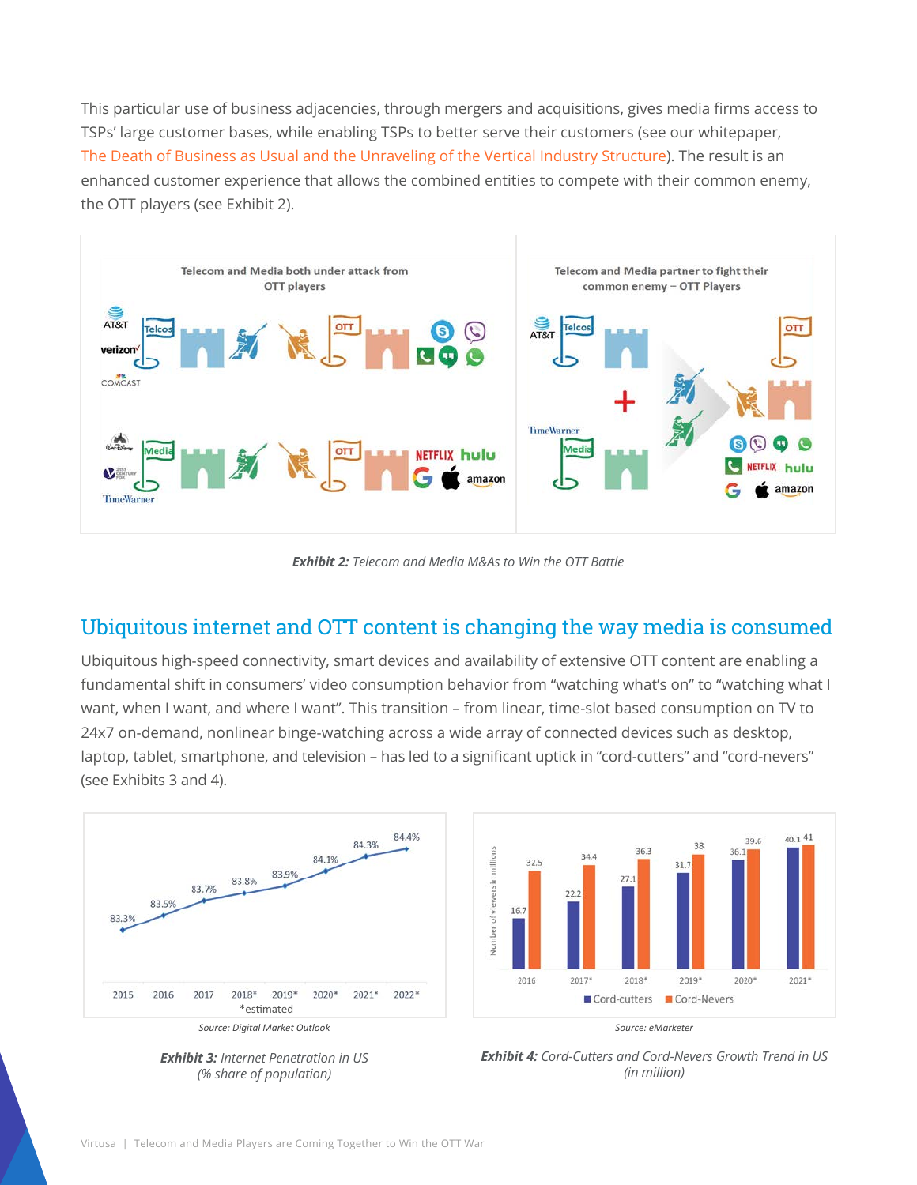This particular use of business adjacencies, through mergers and acquisitions, gives media firms access to TSPs' large customer bases, while enabling TSPs to better serve their customers (see our whitepaper, The Death of Business as Usual and the Unraveling of the Vertical Industry Structure). The result is an enhanced customer experience that allows the combined entities to compete with their common enemy, the OTT players (see Exhibit 2).

***Exhibit 2:** Telecom and Media M&As to Win the OTT Battle*

## Ubiquitous internet and OTT content is changing the way media is consumed

Ubiquitous high-speed connectivity, smart devices and availability of extensive OTT content are enabling a fundamental shift in consumers' video consumption behavior from "watching what's on" to "watching what I want, when I want, and where I want". This transition – from linear, time-slot based consumption on TV to 24x7 on-demand, nonlinear binge-watching across a wide array of connected devices such as desktop, laptop, tablet, smartphone, and television – has led to a significant uptick in "cord-cutters" and "cord-nevers" (see Exhibits 3 and 4).

| 2015 | 2016 | 2017 | 2018* | 2019* | 2020* | 2021* | 2022* |
|---|---|---|---|---|---|---|---|
| 83.3% | 83.5% | 83.7% | 83.8% | 83.9% | 84.1% | 84.3% | 84.4% |

*estimated

Source: Digital Market Outlook

***Exhibit 3:** Internet Penetration in US (% share of population)*

| Year | Cord-cutters | Cord-Nevers |
|---|---|---|
| 2016 | 16.7 | 32.5 |
| 2017* | 22.2 | 34.4 |
| 2018* | 27.1 | 36.3 |
| 2019* | 31.7 | 38 |
| 2020* | 36.1 | 39.6 |
| 2021* | 40.1 | 41 |

Number of viewers in millions

Source: eMarketer

***Exhibit 4:** Cord-Cutters and Cord-Nevers Growth Trend in US (in million)*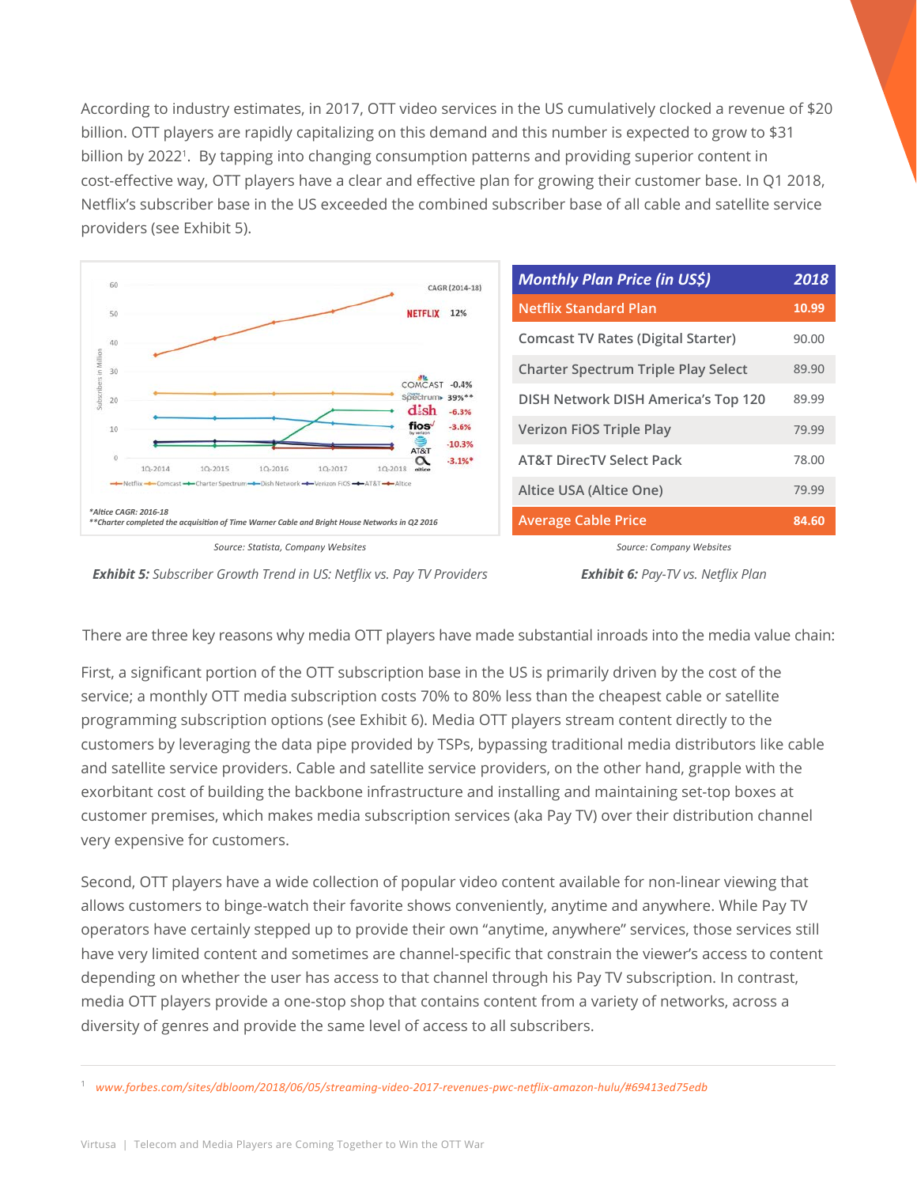According to industry estimates, in 2017, OTT video services in the US cumulatively clocked a revenue of $20 billion. OTT players are rapidly capitalizing on this demand and this number is expected to grow to $31 billion by 2022[1]. By tapping into changing consumption patterns and providing superior content in cost-effective way, OTT players have a clear and effective plan for growing their customer base. In Q1 2018, Netflix's subscriber base in the US exceeded the combined subscriber base of all cable and satellite service providers (see Exhibit 5).

*Altice CAGR: 2016-18*

***Charter completed the acquisition of Time Warner Cable and Bright House Networks in Q2 2016*

*Source: Statista, Company Websites*

***Exhibit 5:*** *Subscriber Growth Trend in US: Netflix vs. Pay TV Providers*

| *Monthly Plan Price (in US$)* | *2018* |
|---|---|
| Netflix Standard Plan | 10.99 |
| Comcast TV Rates (Digital Starter) | 90.00 |
| Charter Spectrum Triple Play Select | 89.90 |
| DISH Network DISH America's Top 120 | 89.99 |
| Verizon FiOS Triple Play | 79.99 |
| AT&T DirecTV Select Pack | 78.00 |
| Altice USA (Altice One) | 79.99 |
| Average Cable Price | 84.60 |

*Source: Company Websites*

***Exhibit 6:*** *Pay-TV vs. Netflix Plan*

There are three key reasons why media OTT players have made substantial inroads into the media value chain:

First, a significant portion of the OTT subscription base in the US is primarily driven by the cost of the service; a monthly OTT media subscription costs 70% to 80% less than the cheapest cable or satellite programming subscription options (see Exhibit 6). Media OTT players stream content directly to the customers by leveraging the data pipe provided by TSPs, bypassing traditional media distributors like cable and satellite service providers. Cable and satellite service providers, on the other hand, grapple with the exorbitant cost of building the backbone infrastructure and installing and maintaining set-top boxes at customer premises, which makes media subscription services (aka Pay TV) over their distribution channel very expensive for customers.

Second, OTT players have a wide collection of popular video content available for non-linear viewing that allows customers to binge-watch their favorite shows conveniently, anytime and anywhere. While Pay TV operators have certainly stepped up to provide their own "anytime, anywhere" services, those services still have very limited content and sometimes are channel-specific that constrain the viewer's access to content depending on whether the user has access to that channel through his Pay TV subscription. In contrast, media OTT players provide a one-stop shop that contains content from a variety of networks, across a diversity of genres and provide the same level of access to all subscribers.

---

[1] *www.forbes.com/sites/dbloom/2018/06/05/streaming-video-2017-revenues-pwc-netflix-amazon-hulu/#69413ed75edb*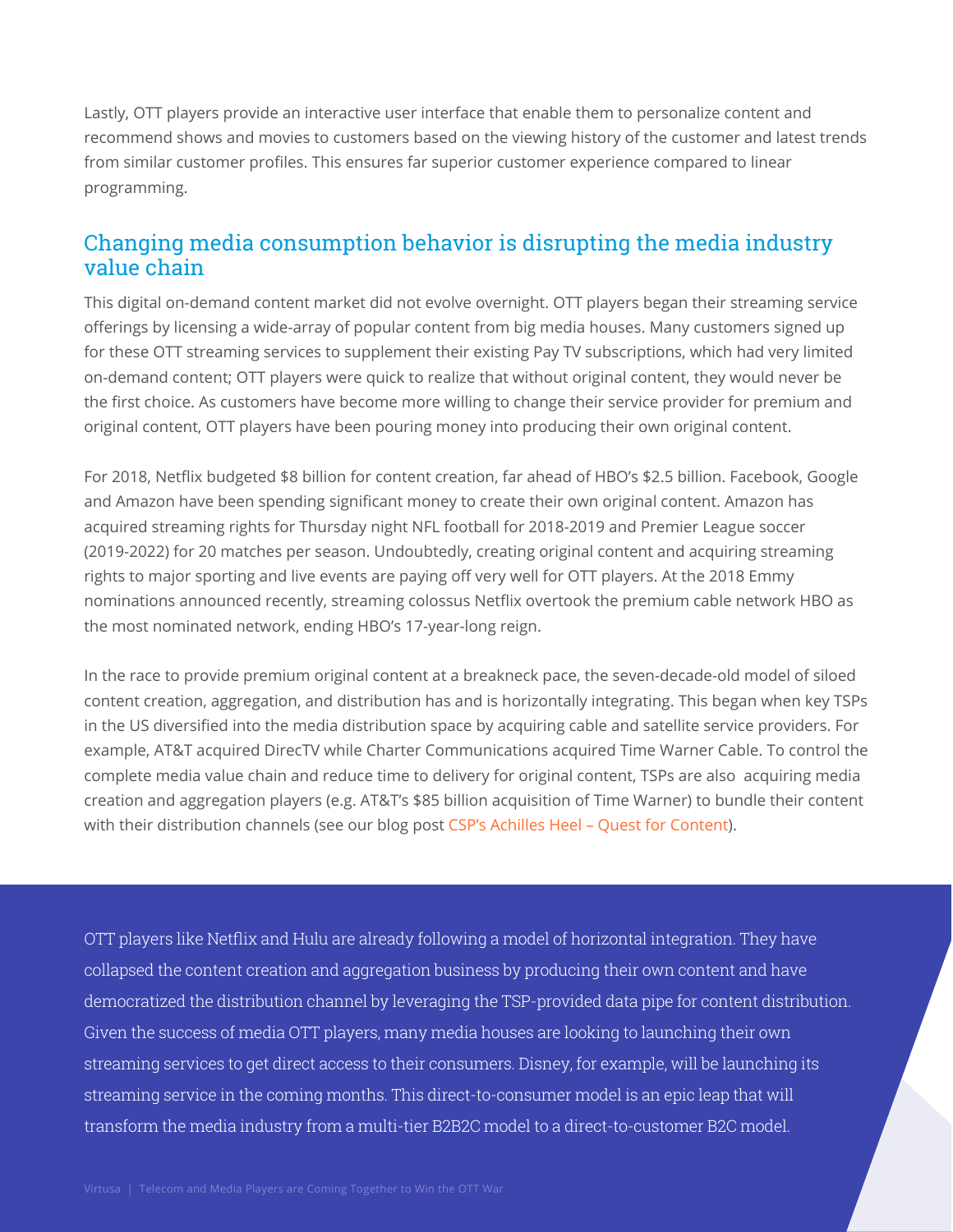Lastly, OTT players provide an interactive user interface that enable them to personalize content and recommend shows and movies to customers based on the viewing history of the customer and latest trends from similar customer profiles. This ensures far superior customer experience compared to linear programming.

## Changing media consumption behavior is disrupting the media industry value chain

This digital on-demand content market did not evolve overnight. OTT players began their streaming service offerings by licensing a wide-array of popular content from big media houses. Many customers signed up for these OTT streaming services to supplement their existing Pay TV subscriptions, which had very limited on-demand content; OTT players were quick to realize that without original content, they would never be the first choice. As customers have become more willing to change their service provider for premium and original content, OTT players have been pouring money into producing their own original content.

For 2018, Netflix budgeted $8 billion for content creation, far ahead of HBO's $2.5 billion. Facebook, Google and Amazon have been spending significant money to create their own original content. Amazon has acquired streaming rights for Thursday night NFL football for 2018-2019 and Premier League soccer (2019-2022) for 20 matches per season. Undoubtedly, creating original content and acquiring streaming rights to major sporting and live events are paying off very well for OTT players. At the 2018 Emmy nominations announced recently, streaming colossus Netflix overtook the premium cable network HBO as the most nominated network, ending HBO's 17-year-long reign.

In the race to provide premium original content at a breakneck pace, the seven-decade-old model of siloed content creation, aggregation, and distribution has and is horizontally integrating. This began when key TSPs in the US diversified into the media distribution space by acquiring cable and satellite service providers. For example, AT&T acquired DirecTV while Charter Communications acquired Time Warner Cable. To control the complete media value chain and reduce time to delivery for original content, TSPs are also acquiring media creation and aggregation players (e.g. AT&T's $85 billion acquisition of Time Warner) to bundle their content with their distribution channels (see our blog post CSP's Achilles Heel – Quest for Content).

OTT players like Netflix and Hulu are already following a model of horizontal integration. They have collapsed the content creation and aggregation business by producing their own content and have democratized the distribution channel by leveraging the TSP-provided data pipe for content distribution. Given the success of media OTT players, many media houses are looking to launching their own streaming services to get direct access to their consumers. Disney, for example, will be launching its streaming service in the coming months. This direct-to-consumer model is an epic leap that will transform the media industry from a multi-tier B2B2C model to a direct-to-customer B2C model.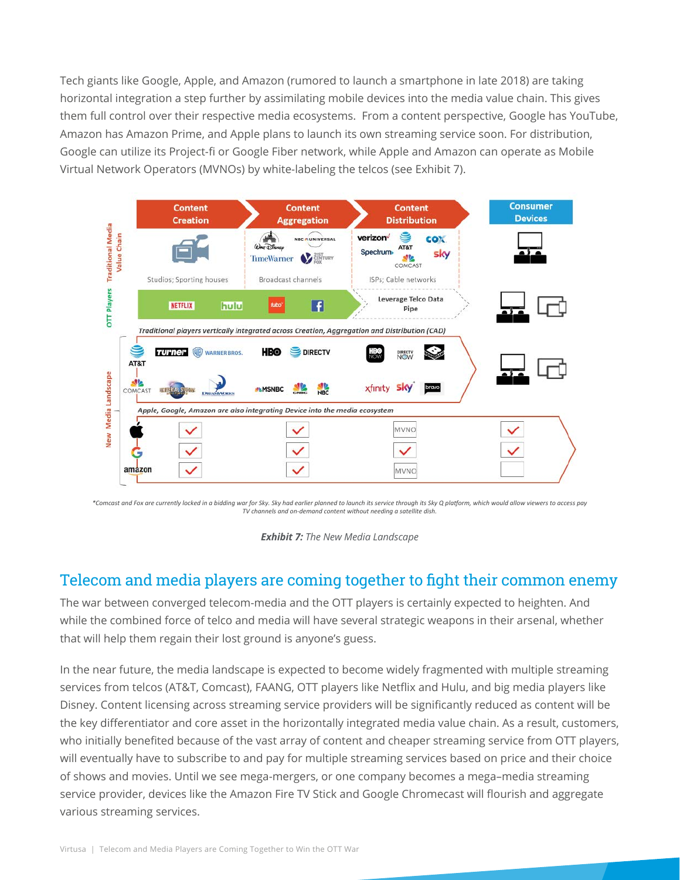Tech giants like Google, Apple, and Amazon (rumored to launch a smartphone in late 2018) are taking horizontal integration a step further by assimilating mobile devices into the media value chain. This gives them full control over their respective media ecosystems. From a content perspective, Google has YouTube, Amazon has Amazon Prime, and Apple plans to launch its own streaming service soon. For distribution, Google can utilize its Project-fi or Google Fiber network, while Apple and Amazon can operate as Mobile Virtual Network Operators (MVNOs) by white-labeling the telcos (see Exhibit 7).

*\*Comcast and Fox are currently locked in a bidding war for Sky. Sky had earlier planned to launch its service through its Sky Q platform, which would allow viewers to access pay TV channels and on-demand content without needing a satellite dish.*

***Exhibit 7:*** *The New Media Landscape*

## Telecom and media players are coming together to fight their common enemy

The war between converged telecom-media and the OTT players is certainly expected to heighten. And while the combined force of telco and media will have several strategic weapons in their arsenal, whether that will help them regain their lost ground is anyone's guess.

In the near future, the media landscape is expected to become widely fragmented with multiple streaming services from telcos (AT&T, Comcast), FAANG, OTT players like Netflix and Hulu, and big media players like Disney. Content licensing across streaming service providers will be significantly reduced as content will be the key differentiator and core asset in the horizontally integrated media value chain. As a result, customers, who initially benefited because of the vast array of content and cheaper streaming service from OTT players, will eventually have to subscribe to and pay for multiple streaming services based on price and their choice of shows and movies. Until we see mega-mergers, or one company becomes a mega–media streaming service provider, devices like the Amazon Fire TV Stick and Google Chromecast will flourish and aggregate various streaming services.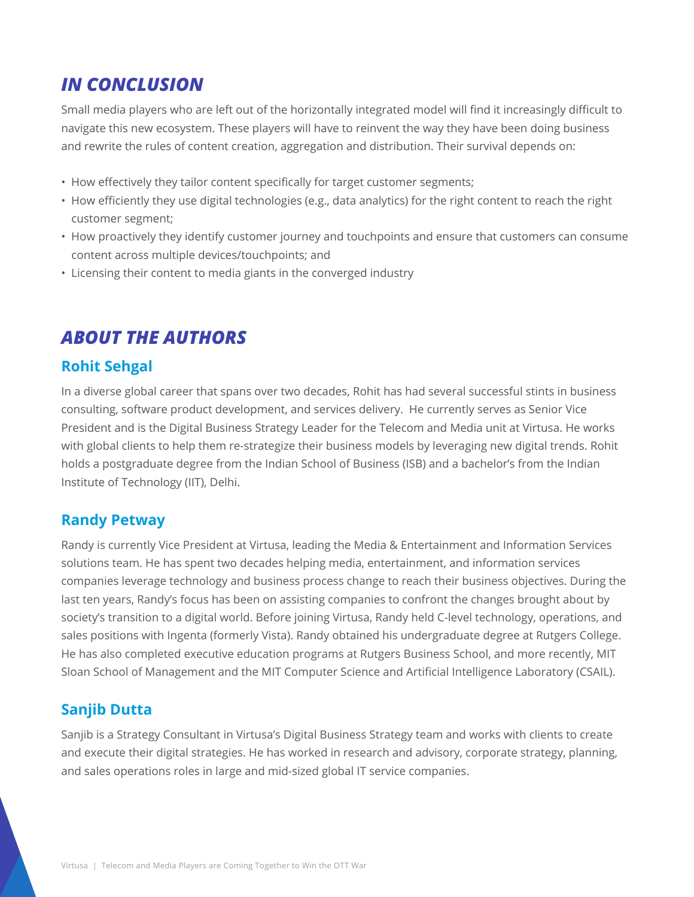## *IN CONCLUSION*

Small media players who are left out of the horizontally integrated model will find it increasingly difficult to navigate this new ecosystem. These players will have to reinvent the way they have been doing business and rewrite the rules of content creation, aggregation and distribution. Their survival depends on:

- How effectively they tailor content specifically for target customer segments;
- How efficiently they use digital technologies (e.g., data analytics) for the right content to reach the right customer segment;
- How proactively they identify customer journey and touchpoints and ensure that customers can consume content across multiple devices/touchpoints; and
- Licensing their content to media giants in the converged industry

## *ABOUT THE AUTHORS*

### Rohit Sehgal

In a diverse global career that spans over two decades, Rohit has had several successful stints in business consulting, software product development, and services delivery. He currently serves as Senior Vice President and is the Digital Business Strategy Leader for the Telecom and Media unit at Virtusa. He works with global clients to help them re-strategize their business models by leveraging new digital trends. Rohit holds a postgraduate degree from the Indian School of Business (ISB) and a bachelor's from the Indian Institute of Technology (IIT), Delhi.

### Randy Petway

Randy is currently Vice President at Virtusa, leading the Media & Entertainment and Information Services solutions team. He has spent two decades helping media, entertainment, and information services companies leverage technology and business process change to reach their business objectives. During the last ten years, Randy's focus has been on assisting companies to confront the changes brought about by society's transition to a digital world. Before joining Virtusa, Randy held C-level technology, operations, and sales positions with Ingenta (formerly Vista). Randy obtained his undergraduate degree at Rutgers College. He has also completed executive education programs at Rutgers Business School, and more recently, MIT Sloan School of Management and the MIT Computer Science and Artificial Intelligence Laboratory (CSAIL).

### Sanjib Dutta

Sanjib is a Strategy Consultant in Virtusa's Digital Business Strategy team and works with clients to create and execute their digital strategies. He has worked in research and advisory, corporate strategy, planning, and sales operations roles in large and mid-sized global IT service companies.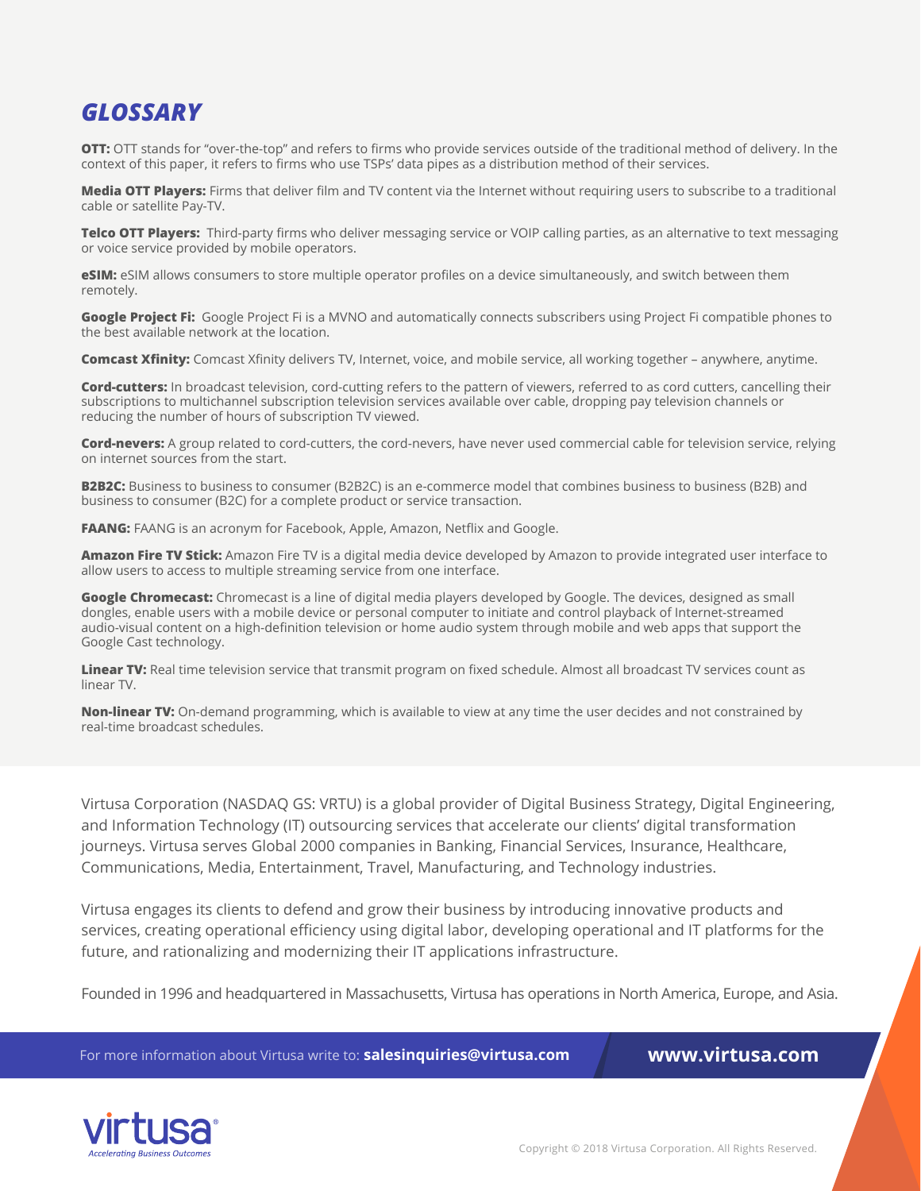## *GLOSSARY*

**OTT:** OTT stands for "over-the-top" and refers to firms who provide services outside of the traditional method of delivery. In the context of this paper, it refers to firms who use TSPs' data pipes as a distribution method of their services.

**Media OTT Players:** Firms that deliver film and TV content via the Internet without requiring users to subscribe to a traditional cable or satellite Pay-TV.

**Telco OTT Players:** Third-party firms who deliver messaging service or VOIP calling parties, as an alternative to text messaging or voice service provided by mobile operators.

**eSIM:** eSIM allows consumers to store multiple operator profiles on a device simultaneously, and switch between them remotely.

**Google Project Fi:** Google Project Fi is a MVNO and automatically connects subscribers using Project Fi compatible phones to the best available network at the location.

**Comcast Xfinity:** Comcast Xfinity delivers TV, Internet, voice, and mobile service, all working together – anywhere, anytime.

**Cord-cutters:** In broadcast television, cord-cutting refers to the pattern of viewers, referred to as cord cutters, cancelling their subscriptions to multichannel subscription television services available over cable, dropping pay television channels or reducing the number of hours of subscription TV viewed.

**Cord-nevers:** A group related to cord-cutters, the cord-nevers, have never used commercial cable for television service, relying on internet sources from the start.

**B2B2C:** Business to business to consumer (B2B2C) is an e-commerce model that combines business to business (B2B) and business to consumer (B2C) for a complete product or service transaction.

**FAANG:** FAANG is an acronym for Facebook, Apple, Amazon, Netflix and Google.

**Amazon Fire TV Stick:** Amazon Fire TV is a digital media device developed by Amazon to provide integrated user interface to allow users to access to multiple streaming service from one interface.

**Google Chromecast:** Chromecast is a line of digital media players developed by Google. The devices, designed as small dongles, enable users with a mobile device or personal computer to initiate and control playback of Internet-streamed audio-visual content on a high-definition television or home audio system through mobile and web apps that support the Google Cast technology.

**Linear TV:** Real time television service that transmit program on fixed schedule. Almost all broadcast TV services count as linear TV.

**Non-linear TV:** On-demand programming, which is available to view at any time the user decides and not constrained by real-time broadcast schedules.

Virtusa Corporation (NASDAQ GS: VRTU) is a global provider of Digital Business Strategy, Digital Engineering, and Information Technology (IT) outsourcing services that accelerate our clients' digital transformation journeys. Virtusa serves Global 2000 companies in Banking, Financial Services, Insurance, Healthcare, Communications, Media, Entertainment, Travel, Manufacturing, and Technology industries.

Virtusa engages its clients to defend and grow their business by introducing innovative products and services, creating operational efficiency using digital labor, developing operational and IT platforms for the future, and rationalizing and modernizing their IT applications infrastructure.

Founded in 1996 and headquartered in Massachusetts, Virtusa has operations in North America, Europe, and Asia.

For more information about Virtusa write to: **salesinquiries@virtusa.com** **www.virtusa.com**

virtusa®
*Accelerating Business Outcomes*

Copyright © 2018 Virtusa Corporation. All Rights Reserved.